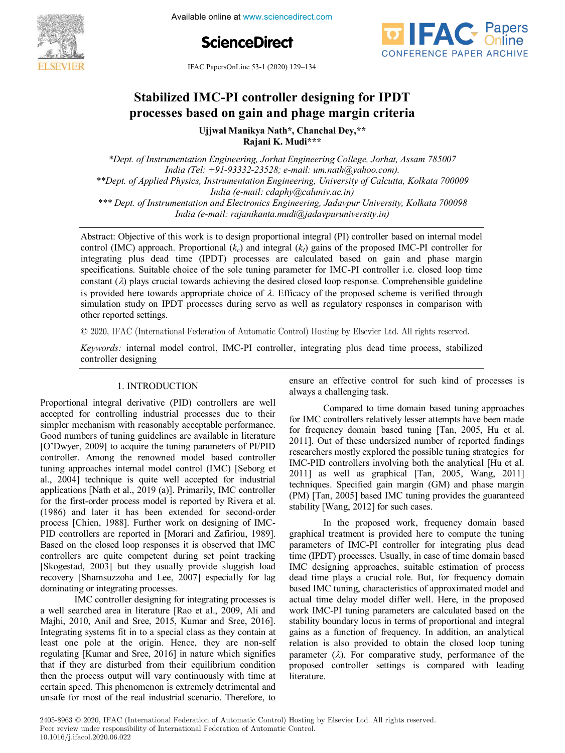# Stabilized IMC-PI controller designing for IPDT processes based on gain and phage margin criteria

**Ujjwal Manikya Nath\*, Chanchal Dey,\*\* Rajani K. Mudi\*\*\***

*\*Dept. of Instrumentation Engineering, Jorhat Engineering College, Jorhat, Assam 785007 India (Tel: +91-93332-23528; e-mail: um.nath@yahoo.com).*
*\*\*Dept. of Applied Physics, Instrumentation Engineering, University of Calcutta, Kolkata 700009 India (e-mail: cdaphy@caluniv.ac.in)*
*\*\*\* Dept. of Instrumentation and Electronics Engineering, Jadavpur University, Kolkata 700098 India (e-mail: rajanikanta.mudi@jadavpuruniversity.in)*

Abstract: Objective of this work is to design proportional integral (PI) controller based on internal model control (IMC) approach. Proportional ($k_c$) and integral ($k_I$) gains of the proposed IMC-PI controller for integrating plus dead time (IPDT) processes are calculated based on gain and phase margin specifications. Suitable choice of the sole tuning parameter for IMC-PI controller i.e. closed loop time constant ($\lambda$) plays crucial towards achieving the desired closed loop response. Comprehensible guideline is provided here towards appropriate choice of $\lambda$. Efficacy of the proposed scheme is verified through simulation study on IPDT processes during servo as well as regulatory responses in comparison with other reported settings.

© 2020, IFAC (International Federation of Automatic Control) Hosting by Elsevier Ltd. All rights reserved.

*Keywords:* internal model control, IMC-PI controller, integrating plus dead time process, stabilized controller designing

## 1. INTRODUCTION

Proportional integral derivative (PID) controllers are well accepted for controlling industrial processes due to their simpler mechanism with reasonably acceptable performance. Good numbers of tuning guidelines are available in literature [O'Dwyer, 2009] to acquire the tuning parameters of PI/PID controller. Among the renowned model based controller tuning approaches internal model control (IMC) [Seborg et al., 2004] technique is quite well accepted for industrial applications [Nath et al., 2019 (a)]. Primarily, IMC controller for the first-order process model is reported by Rivera et al. (1986) and later it has been extended for second-order process [Chien, 1988]. Further work on designing of IMC-PID controllers are reported in [Morari and Zafiriou, 1989]. Based on the closed loop responses it is observed that IMC controllers are quite competent during set point tracking [Skogestad, 2003] but they usually provide sluggish load recovery [Shamsuzzoha and Lee, 2007] especially for lag dominating or integrating processes.

IMC controller designing for integrating processes is a well searched area in literature [Rao et al., 2009, Ali and Majhi, 2010, Anil and Sree, 2015, Kumar and Sree, 2016]. Integrating systems fit in to a special class as they contain at least one pole at the origin. Hence, they are non-self regulating [Kumar and Sree, 2016] in nature which signifies that if they are disturbed from their equilibrium condition then the process output will vary continuously with time at certain speed. This phenomenon is extremely detrimental and unsafe for most of the real industrial scenario. Therefore, to ensure an effective control for such kind of processes is always a challenging task.

Compared to time domain based tuning approaches for IMC controllers relatively lesser attempts have been made for frequency domain based tuning [Tan, 2005, Hu et al. 2011]. Out of these undersized number of reported findings researchers mostly explored the possible tuning strategies for IMC-PID controllers involving both the analytical [Hu et al. 2011] as well as graphical [Tan, 2005, Wang, 2011] techniques. Specified gain margin (GM) and phase margin (PM) [Tan, 2005] based IMC tuning provides the guaranteed stability [Wang, 2012] for such cases.

In the proposed work, frequency domain based graphical treatment is provided here to compute the tuning parameters of IMC-PI controller for integrating plus dead time (IPDT) processes. Usually, in case of time domain based IMC designing approaches, suitable estimation of process dead time plays a crucial role. But, for frequency domain based IMC tuning, characteristics of approximated model and actual time delay model differ well. Here, in the proposed work IMC-PI tuning parameters are calculated based on the stability boundary locus in terms of proportional and integral gains as a function of frequency. In addition, an analytical relation is also provided to obtain the closed loop tuning parameter ($\lambda$). For comparative study, performance of the proposed controller settings is compared with leading literature.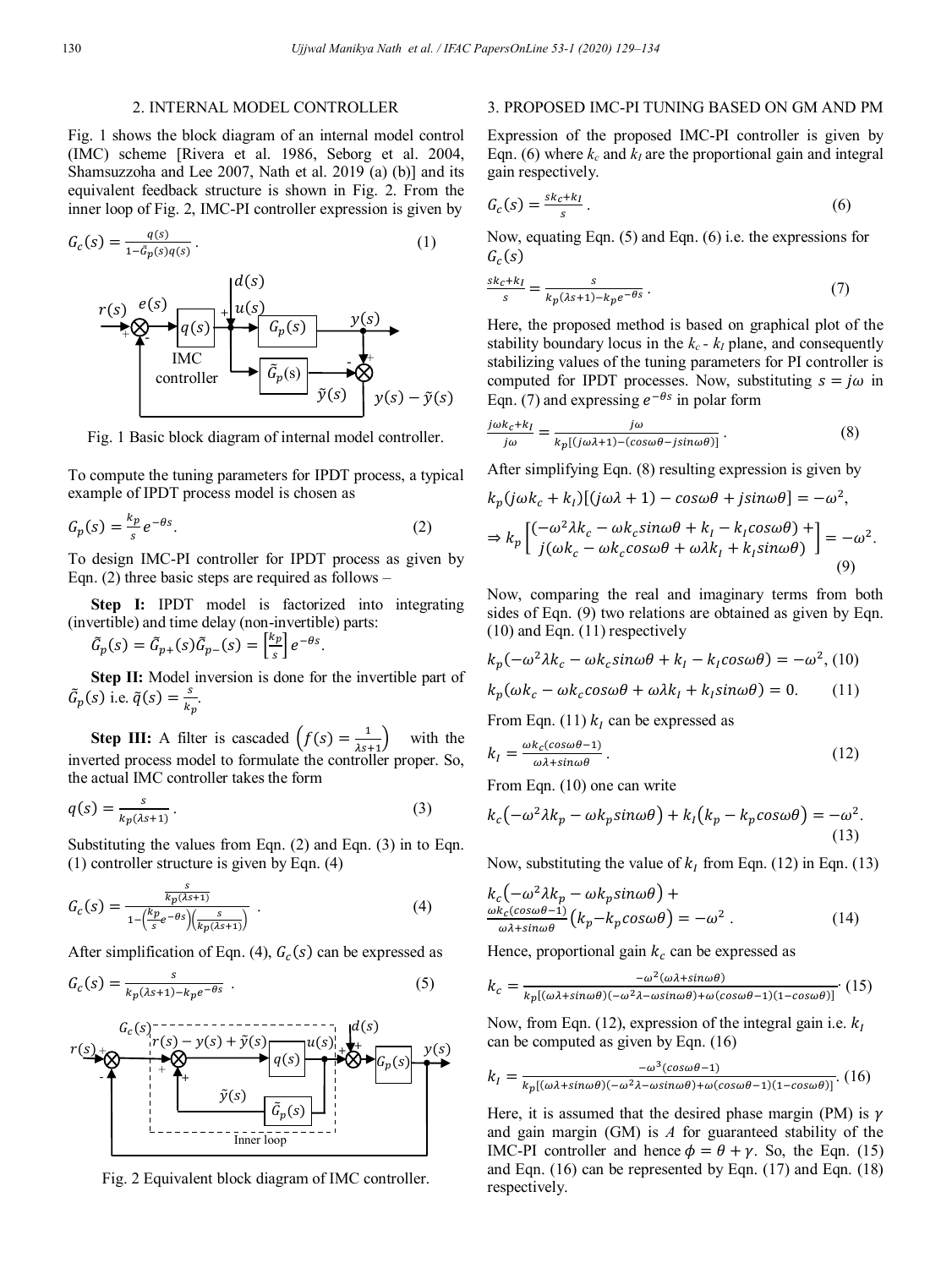## 2. INTERNAL MODEL CONTROLLER

Fig. 1 shows the block diagram of an internal model control (IMC) scheme [Rivera et al. 1986, Seborg et al. 2004, Shamsuzzoha and Lee 2007, Nath et al. 2019 (a) (b)] and its equivalent feedback structure is shown in Fig. 2. From the inner loop of Fig. 2, IMC-PI controller expression is given by

$$G_c(s) = \frac{q(s)}{1-\tilde{G}_p(s)q(s)}. \tag{1}$$

Fig. 1 Basic block diagram of internal model controller.

To compute the tuning parameters for IPDT process, a typical example of IPDT process model is chosen as

$$G_p(s) = \frac{k_p}{s}e^{-\theta s}. \tag{2}$$

To design IMC-PI controller for IPDT process as given by Eqn. (2) three basic steps are required as follows –

**Step I:** IPDT model is factorized into integrating (invertible) and time delay (non-invertible) parts:

$$\tilde{G}_p(s) = \tilde{G}_{p+}(s)\tilde{G}_{p-}(s) = \left[\frac{k_p}{s}\right]e^{-\theta s}.$$

**Step II:** Model inversion is done for the invertible part of $\tilde{G}_p(s)$ i.e. $\tilde{q}(s) = \frac{s}{k_p}$.

**Step III:** A filter is cascaded $\left(f(s) = \frac{1}{\lambda s+1}\right)$ with the inverted process model to formulate the controller proper. So, the actual IMC controller takes the form

$$q(s) = \frac{s}{k_p(\lambda s+1)}. \tag{3}$$

Substituting the values from Eqn. (2) and Eqn. (3) in to Eqn. (1) controller structure is given by Eqn. (4)

$$G_c(s) = \frac{\frac{s}{k_p(\lambda s+1)}}{1-\left(\frac{k_p}{s}e^{-\theta s}\right)\left(\frac{s}{k_p(\lambda s+1)}\right)}. \tag{4}$$

After simplification of Eqn. (4), $G_c(s)$ can be expressed as

$$G_c(s) = \frac{s}{k_p(\lambda s+1)-k_pe^{-\theta s}}. \tag{5}$$

Fig. 2 Equivalent block diagram of IMC controller.

## 3. PROPOSED IMC-PI TUNING BASED ON GM AND PM

Expression of the proposed IMC-PI controller is given by Eqn. (6) where $k_c$ and $k_I$ are the proportional gain and integral gain respectively.

$$G_c(s) = \frac{sk_c+k_I}{s}. \tag{6}$$

Now, equating Eqn. (5) and Eqn. (6) i.e. the expressions for $G_c(s)$

$$\frac{sk_c+k_I}{s} = \frac{s}{k_p(\lambda s+1)-k_pe^{-\theta s}}. \tag{7}$$

Here, the proposed method is based on graphical plot of the stability boundary locus in the $k_c$ - $k_I$ plane, and consequently stabilizing values of the tuning parameters for PI controller is computed for IPDT processes. Now, substituting $s = j\omega$ in Eqn. (7) and expressing $e^{-\theta s}$ in polar form

$$\frac{j\omega k_c+k_I}{j\omega} = \frac{j\omega}{k_p[(j\omega\lambda+1)-(cos\omega\theta-jsin\omega\theta)]}. \tag{8}$$

After simplifying Eqn. (8) resulting expression is given by

$$k_p(j\omega k_c+k_I)[(j\omega\lambda+1)-cos\omega\theta+jsin\omega\theta] = -\omega^2,$$

$$\Rightarrow k_p\begin{bmatrix}(-\omega^2\lambda k_c-\omega k_c sin\omega\theta+k_I-k_I cos\omega\theta)+\\ j(\omega k_c-\omega k_c cos\omega\theta+\omega\lambda k_I+k_I sin\omega\theta)\end{bmatrix} = -\omega^2. \tag{9}$$

Now, comparing the real and imaginary terms from both sides of Eqn. (9) two relations are obtained as given by Eqn. (10) and Eqn. (11) respectively

$$k_p(-\omega^2\lambda k_c-\omega k_c sin\omega\theta+k_I-k_I cos\omega\theta) = -\omega^2, \tag{10}$$

$$k_p(\omega k_c-\omega k_c cos\omega\theta+\omega\lambda k_I+k_I sin\omega\theta) = 0. \tag{11}$$

From Eqn. (11) $k_I$ can be expressed as

$$k_I = \frac{\omega k_c(cos\omega\theta-1)}{\omega\lambda+sin\omega\theta}. \tag{12}$$

From Eqn. (10) one can write

$$k_c(-\omega^2\lambda k_p-\omega k_p sin\omega\theta)+k_I(k_p-k_p cos\omega\theta) = -\omega^2. \tag{13}$$

Now, substituting the value of $k_I$ from Eqn. (12) in Eqn. (13)

$$k_c(-\omega^2\lambda k_p-\omega k_p sin\omega\theta)+\frac{\omega k_c(cos\omega\theta-1)}{\omega\lambda+sin\omega\theta}(k_p-k_p cos\omega\theta) = -\omega^2. \tag{14}$$

Hence, proportional gain $k_c$ can be expressed as

$$k_c = \frac{-\omega^2(\omega\lambda+sin\omega\theta)}{k_p[(\omega\lambda+sin\omega\theta)(-\omega^2\lambda-\omega sin\omega\theta)+\omega(cos\omega\theta-1)(1-cos\omega\theta)]}. \tag{15}$$

Now, from Eqn. (12), expression of the integral gain i.e. $k_I$ can be computed as given by Eqn. (16)

$$k_I = \frac{-\omega^3(cos\omega\theta-1)}{k_p[(\omega\lambda+sin\omega\theta)(-\omega^2\lambda-\omega sin\omega\theta)+\omega(cos\omega\theta-1)(1-cos\omega\theta)]}. \tag{16}$$

Here, it is assumed that the desired phase margin (PM) is $\gamma$ and gain margin (GM) is $A$ for guaranteed stability of the IMC-PI controller and hence $\phi = \theta + \gamma$. So, the Eqn. (15) and Eqn. (16) can be represented by Eqn. (17) and Eqn. (18) respectively.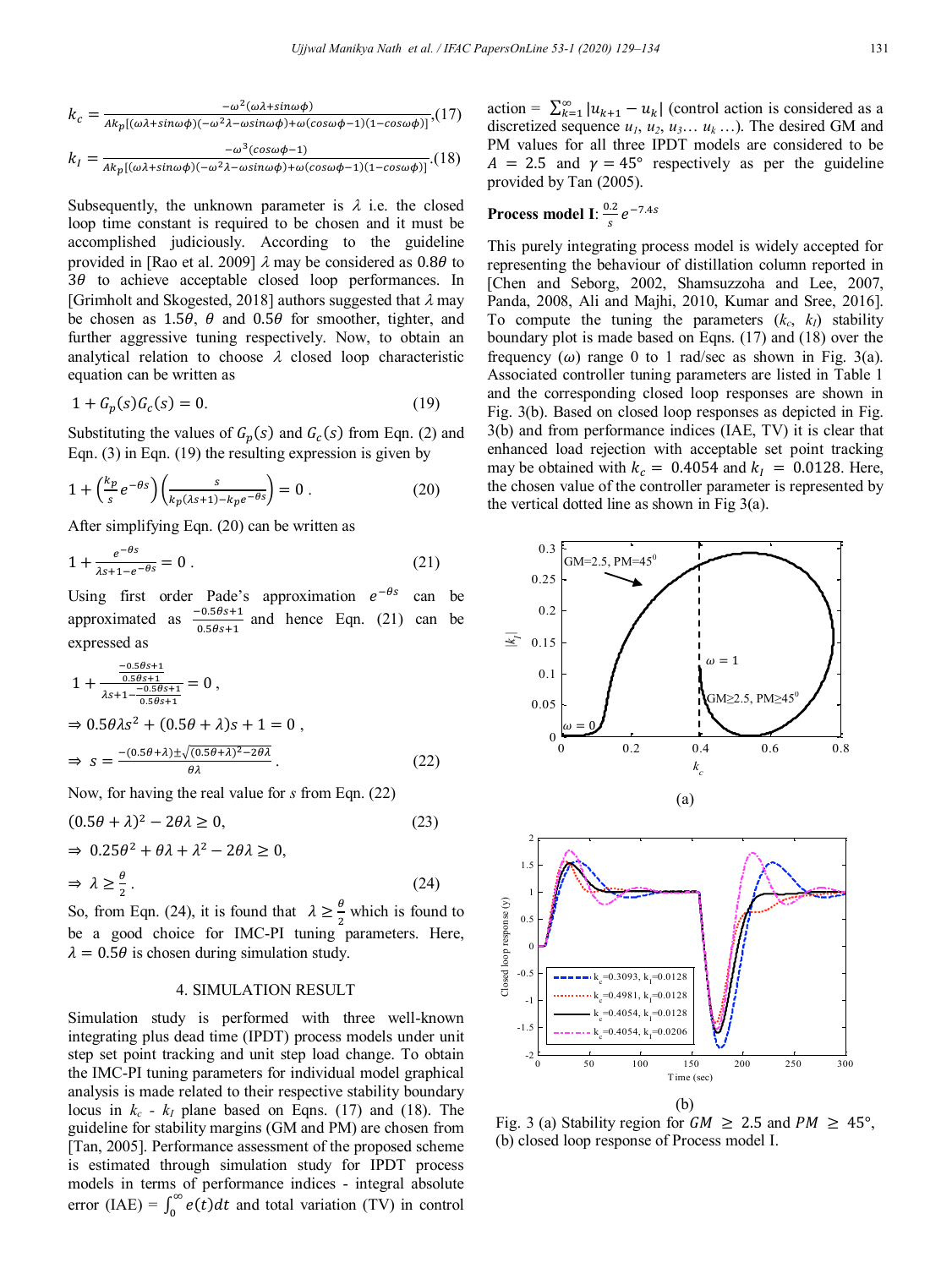$$k_c = \frac{-\omega^2(\omega\lambda + \sin\omega\phi)}{Ak_p[(\omega\lambda+\sin\omega\phi)(-\omega^2\lambda-\omega\sin\omega\phi)+\omega(\cos\omega\phi-1)(1-\cos\omega\phi)]}, \quad (17)$$

$$k_I = \frac{-\omega^3(\cos\omega\phi - 1)}{Ak_p[(\omega\lambda+\sin\omega\phi)(-\omega^2\lambda-\omega\sin\omega\phi)+\omega(\cos\omega\phi-1)(1-\cos\omega\phi)]}. \quad (18)$$

Subsequently, the unknown parameter is $\lambda$ i.e. the closed loop time constant is required to be chosen and it must be accomplished judiciously. According to the guideline provided in [Rao et al. 2009] $\lambda$ may be considered as $0.8\theta$ to $3\theta$ to achieve acceptable closed loop performances. In [Grimholt and Skogested, 2018] authors suggested that $\lambda$ may be chosen as $1.5\theta$, $\theta$ and $0.5\theta$ for smoother, tighter, and further aggressive tuning respectively. Now, to obtain an analytical relation to choose $\lambda$ closed loop characteristic equation can be written as

$$1 + G_p(s)G_c(s) = 0. \quad (19)$$

Substituting the values of $G_p(s)$ and $G_c(s)$ from Eqn. (2) and Eqn. (3) in Eqn. (19) the resulting expression is given by

$$1 + \left(\frac{k_p}{s}e^{-\theta s}\right)\left(\frac{s}{k_p(\lambda s+1) - k_p e^{-\theta s}}\right) = 0 \,. \quad (20)$$

After simplifying Eqn. (20) can be written as

$$1 + \frac{e^{-\theta s}}{\lambda s + 1 - e^{-\theta s}} = 0 \,. \quad (21)$$

Using first order Pade's approximation $e^{-\theta s}$ can be approximated as $\frac{-0.5\theta s+1}{0.5\theta s+1}$ and hence Eqn. (21) can be expressed as

$$1 + \frac{\frac{-0.5\theta s+1}{0.5\theta s+1}}{\lambda s + 1 - \frac{-0.5\theta s+1}{0.5\theta s+1}} = 0 \,,$$

$$\Rightarrow 0.5\theta\lambda s^2 + (0.5\theta + \lambda)s + 1 = 0 \,,$$

$$\Rightarrow s = \frac{-(0.5\theta+\lambda) \pm \sqrt{(0.5\theta+\lambda)^2 - 2\theta\lambda}}{\theta\lambda}. \quad (22)$$

Now, for having the real value for $s$ from Eqn. (22)

$$(0.5\theta + \lambda)^2 - 2\theta\lambda \geq 0, \quad (23)$$

$$\Rightarrow 0.25\theta^2 + \theta\lambda + \lambda^2 - 2\theta\lambda \geq 0,$$

$$\Rightarrow \lambda \geq \frac{\theta}{2}. \quad (24)$$

So, from Eqn. (24), it is found that $\lambda \geq \frac{\theta}{2}$ which is found to be a good choice for IMC-PI tuning parameters. Here, $\lambda = 0.5\theta$ is chosen during simulation study.

## 4. SIMULATION RESULT

Simulation study is performed with three well-known integrating plus dead time (IPDT) process models under unit step set point tracking and unit step load change. To obtain the IMC-PI tuning parameters for individual model graphical analysis is made related to their respective stability boundary locus in $k_c$ - $k_I$ plane based on Eqns. (17) and (18). The guideline for stability margins (GM and PM) are chosen from [Tan, 2005]. Performance assessment of the proposed scheme is estimated through simulation study for IPDT process models in terms of performance indices - integral absolute error (IAE) = $\int_0^\infty e(t)dt$ and total variation (TV) in control action = $\sum_{k=1}^{\infty} |u_{k+1} - u_k|$ (control action is considered as a discretized sequence $u_1$, $u_2$, $u_3$… $u_k$ …). The desired GM and PM values for all three IPDT models are considered to be $A = 2.5$ and $\gamma = 45°$ respectively as per the guideline provided by Tan (2005).

**Process model I**: $\frac{0.2}{s}e^{-7.4s}$

This purely integrating process model is widely accepted for representing the behaviour of distillation column reported in [Chen and Seborg, 2002, Shamsuzzoha and Lee, 2007, Panda, 2008, Ali and Majhi, 2010, Kumar and Sree, 2016]. To compute the tuning the parameters ($k_c$, $k_I$) stability boundary plot is made based on Eqns. (17) and (18) over the frequency ($\omega$) range 0 to 1 rad/sec as shown in Fig. 3(a). Associated controller tuning parameters are listed in Table 1 and the corresponding closed loop responses are shown in Fig. 3(b). Based on closed loop responses as depicted in Fig. 3(b) and from performance indices (IAE, TV) it is clear that enhanced load rejection with acceptable set point tracking may be obtained with $k_c = 0.4054$ and $k_I = 0.0128$. Here, the chosen value of the controller parameter is represented by the vertical dotted line as shown in Fig 3(a).

Fig. 3 (a) Stability region for $GM \geq 2.5$ and $PM \geq 45°$, (b) closed loop response of Process model I.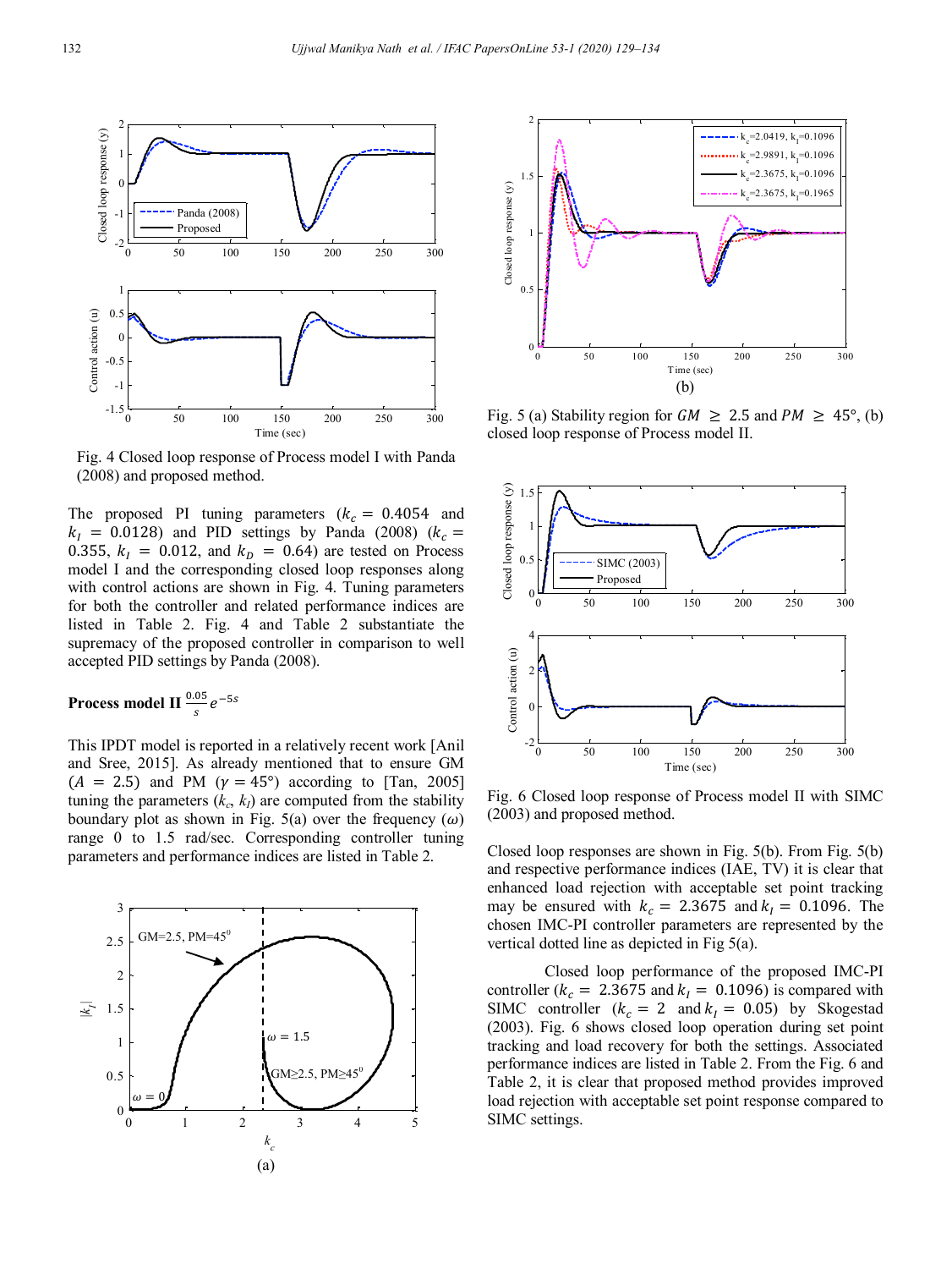Fig. 4 Closed loop response of Process model I with Panda (2008) and proposed method.

The proposed PI tuning parameters ($k_c = 0.4054$ and $k_I = 0.0128$) and PID settings by Panda (2008) ($k_c = 0.355$, $k_I = 0.012$, and $k_D = 0.64$) are tested on Process model I and the corresponding closed loop responses along with control actions are shown in Fig. 4. Tuning parameters for both the controller and related performance indices are listed in Table 2. Fig. 4 and Table 2 substantiate the supremacy of the proposed controller in comparison to well accepted PID settings by Panda (2008).

**Process model II** $\frac{0.05}{s}e^{-5s}$

This IPDT model is reported in a relatively recent work [Anil and Sree, 2015]. As already mentioned that to ensure GM ($A = 2.5$) and PM ($\gamma = 45°$) according to [Tan, 2005] tuning the parameters ($k_c$, $k_I$) are computed from the stability boundary plot as shown in Fig. 5(a) over the frequency ($\omega$) range 0 to 1.5 rad/sec. Corresponding controller tuning parameters and performance indices are listed in Table 2.

Fig. 5 (a) Stability region for $GM \geq 2.5$ and $PM \geq 45°$, (b) closed loop response of Process model II.

Fig. 6 Closed loop response of Process model II with SIMC (2003) and proposed method.

Closed loop responses are shown in Fig. 5(b). From Fig. 5(b) and respective performance indices (IAE, TV) it is clear that enhanced load rejection with acceptable set point tracking may be ensured with $k_c = 2.3675$ and $k_I = 0.1096$. The chosen IMC-PI controller parameters are represented by the vertical dotted line as depicted in Fig 5(a).

Closed loop performance of the proposed IMC-PI controller ($k_c = 2.3675$ and $k_I = 0.1096$) is compared with SIMC controller ($k_c = 2$ and $k_I = 0.05$) by Skogestad (2003). Fig. 6 shows closed loop operation during set point tracking and load recovery for both the settings. Associated performance indices are listed in Table 2. From the Fig. 6 and Table 2, it is clear that proposed method provides improved load rejection with acceptable set point response compared to SIMC settings.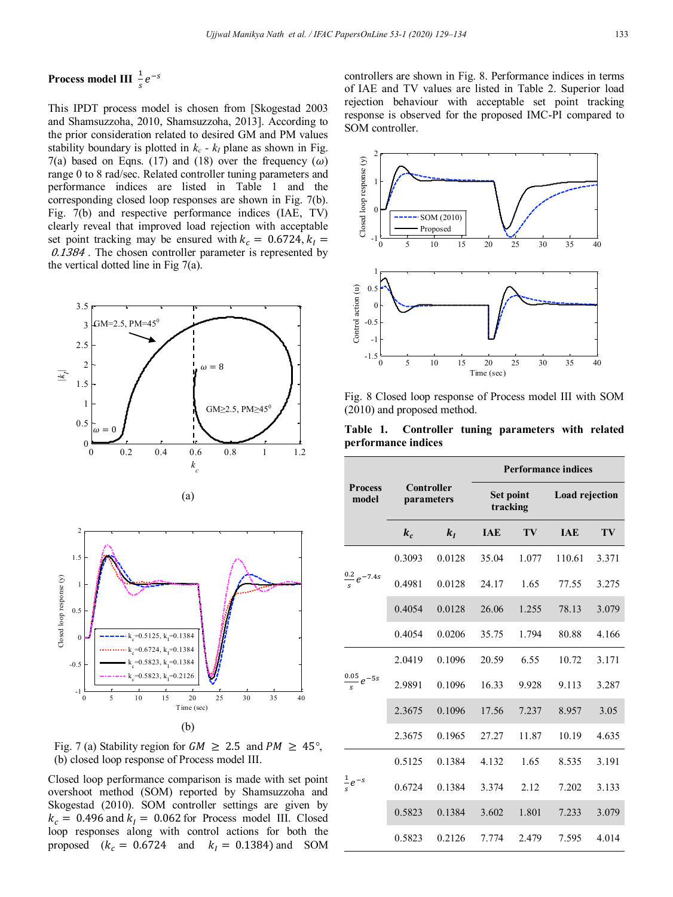**Process model III** $\frac{1}{s}e^{-s}$

This IPDT process model is chosen from [Skogestad 2003 and Shamsuzzoha, 2010, Shamsuzzoha, 2013]. According to the prior consideration related to desired GM and PM values stability boundary is plotted in $k_c$ - $k_I$ plane as shown in Fig. 7(a) based on Eqns. (17) and (18) over the frequency ($\omega$) range 0 to 8 rad/sec. Related controller tuning parameters and performance indices are listed in Table 1 and the corresponding closed loop responses are shown in Fig. 7(b). Fig. 7(b) and respective performance indices (IAE, TV) clearly reveal that improved load rejection with acceptable set point tracking may be ensured with $k_c = 0.6724, k_I = 0.1384$. The chosen controller parameter is represented by the vertical dotted line in Fig 7(a).

(a)

(b)

Fig. 7 (a) Stability region for $GM \geq 2.5$ and $PM \geq 45°$, (b) closed loop response of Process model III.

Closed loop performance comparison is made with set point overshoot method (SOM) reported by Shamsuzzoha and Skogestad (2010). SOM controller settings are given by $k_c = 0.496$ and $k_I = 0.062$ for Process model III. Closed loop responses along with control actions for both the proposed ($k_c = 0.6724$ and $k_I = 0.1384$) and SOM controllers are shown in Fig. 8. Performance indices in terms of IAE and TV values are listed in Table 2. Superior load rejection behaviour with acceptable set point tracking response is observed for the proposed IMC-PI compared to SOM controller.

Fig. 8 Closed loop response of Process model III with SOM (2010) and proposed method.

**Table 1. Controller tuning parameters with related performance indices**

| Process model | Controller parameters | | Performance indices | | | |
|---|---|---|---|---|---|---|
| | | | Set point tracking | | Load rejection | |
| | $k_c$ | $k_I$ | IAE | TV | IAE | TV |
| $\frac{0.2}{s}e^{-7.4s}$ | 0.3093 | 0.0128 | 35.04 | 1.077 | 110.61 | 3.371 |
| | 0.4981 | 0.0128 | 24.17 | 1.65 | 77.55 | 3.275 |
| | 0.4054 | 0.0128 | 26.06 | 1.255 | 78.13 | 3.079 |
| | 0.4054 | 0.0206 | 35.75 | 1.794 | 80.88 | 4.166 |
| $\frac{0.05}{s}e^{-5s}$ | 2.0419 | 0.1096 | 20.59 | 6.55 | 10.72 | 3.171 |
| | 2.9891 | 0.1096 | 16.33 | 9.928 | 9.113 | 3.287 |
| | 2.3675 | 0.1096 | 17.56 | 7.237 | 8.957 | 3.05 |
| | 2.3675 | 0.1965 | 27.27 | 11.87 | 10.19 | 4.635 |
| $\frac{1}{s}e^{-s}$ | 0.5125 | 0.1384 | 4.132 | 1.65 | 8.535 | 3.191 |
| | 0.6724 | 0.1384 | 3.374 | 2.12 | 7.202 | 3.133 |
| | 0.5823 | 0.1384 | 3.602 | 1.801 | 7.233 | 3.079 |
| | 0.5823 | 0.2126 | 7.774 | 2.479 | 7.595 | 4.014 |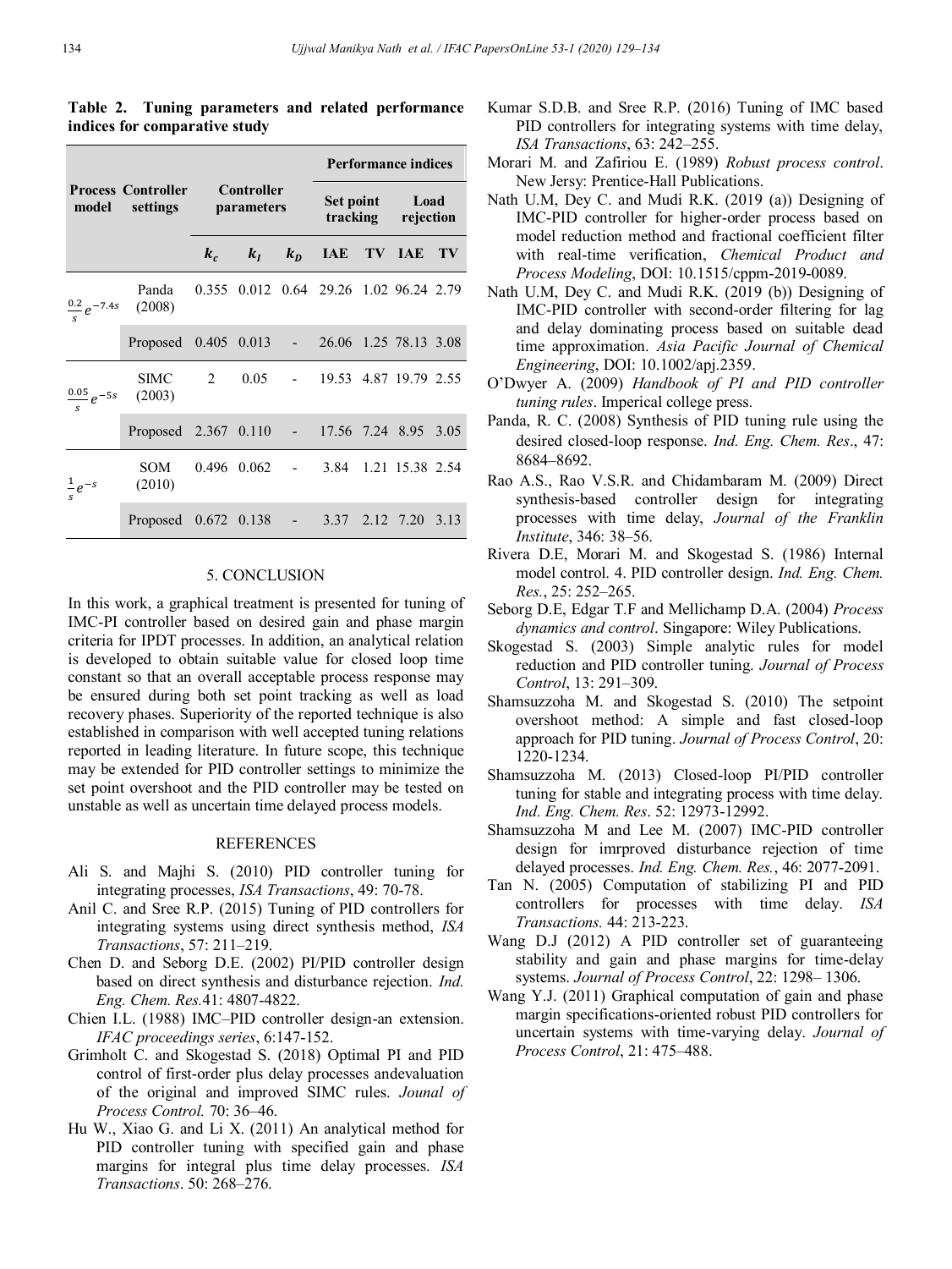**Table 2. Tuning parameters and related performance indices for comparative study**

| Process model | Controller settings | Controller parameters | | | Performance indices | | | |
|---|---|---|---|---|---|---|---|---|
| | | | | | Set point tracking | | Load rejection | |
| | | $k_c$ | $k_I$ | $k_D$ | IAE | TV | IAE | TV |
| $\frac{0.2}{s}e^{-7.4s}$ | Panda (2008) | 0.355 | 0.012 | 0.64 | 29.26 | 1.02 | 96.24 | 2.79 |
| | Proposed | 0.405 | 0.013 | - | 26.06 | 1.25 | 78.13 | 3.08 |
| $\frac{0.05}{s}e^{-5s}$ | SIMC (2003) | 2 | 0.05 | - | 19.53 | 4.87 | 19.79 | 2.55 |
| | Proposed | 2.367 | 0.110 | - | 17.56 | 7.24 | 8.95 | 3.05 |
| $\frac{1}{s}e^{-s}$ | SOM (2010) | 0.496 | 0.062 | - | 3.84 | 1.21 | 15.38 | 2.54 |
| | Proposed | 0.672 | 0.138 | - | 3.37 | 2.12 | 7.20 | 3.13 |

## 5. CONCLUSION

In this work, a graphical treatment is presented for tuning of IMC-PI controller based on desired gain and phase margin criteria for IPDT processes. In addition, an analytical relation is developed to obtain suitable value for closed loop time constant so that an overall acceptable process response may be ensured during both set point tracking as well as load recovery phases. Superiority of the reported technique is also established in comparison with well accepted tuning relations reported in leading literature. In future scope, this technique may be extended for PID controller settings to minimize the set point overshoot and the PID controller may be tested on unstable as well as uncertain time delayed process models.

## REFERENCES

Ali S. and Majhi S. (2010) PID controller tuning for integrating processes, *ISA Transactions*, 49: 70-78.

Anil C. and Sree R.P. (2015) Tuning of PID controllers for integrating systems using direct synthesis method, *ISA Transactions*, 57: 211–219.

Chen D. and Seborg D.E. (2002) PI/PID controller design based on direct synthesis and disturbance rejection. *Ind. Eng. Chem. Res.*41: 4807-4822.

Chien I.L. (1988) IMC–PID controller design-an extension. *IFAC proceedings series*, 6:147-152.

Grimholt C. and Skogestad S. (2018) Optimal PI and PID control of first-order plus delay processes andevaluation of the original and improved SIMC rules. *Jounal of Process Control.* 70: 36–46.

Hu W., Xiao G. and Li X. (2011) An analytical method for PID controller tuning with specified gain and phase margins for integral plus time delay processes. *ISA Transactions*. 50: 268–276.

Kumar S.D.B. and Sree R.P. (2016) Tuning of IMC based PID controllers for integrating systems with time delay, *ISA Transactions*, 63: 242–255.

Morari M. and Zafiriou E. (1989) *Robust process control*. New Jersy: Prentice-Hall Publications.

Nath U.M, Dey C. and Mudi R.K. (2019 (a)) Designing of IMC-PID controller for higher-order process based on model reduction method and fractional coefficient filter with real-time verification, *Chemical Product and Process Modeling*, DOI: 10.1515/cppm-2019-0089.

Nath U.M, Dey C. and Mudi R.K. (2019 (b)) Designing of IMC-PID controller with second-order filtering for lag and delay dominating process based on suitable dead time approximation. *Asia Pacific Journal of Chemical Engineering*, DOI: 10.1002/apj.2359.

O'Dwyer A. (2009) *Handbook of PI and PID controller tuning rules*. Imperical college press.

Panda, R. C. (2008) Synthesis of PID tuning rule using the desired closed-loop response. *Ind. Eng. Chem. Res*., 47: 8684–8692.

Rao A.S., Rao V.S.R. and Chidambaram M. (2009) Direct synthesis-based controller design for integrating processes with time delay, *Journal of the Franklin Institute*, 346: 38–56.

Rivera D.E, Morari M. and Skogestad S. (1986) Internal model control. 4. PID controller design. *Ind. Eng. Chem. Res.*, 25: 252–265.

Seborg D.E, Edgar T.F and Mellichamp D.A. (2004) *Process dynamics and control*. Singapore: Wiley Publications.

Skogestad S. (2003) Simple analytic rules for model reduction and PID controller tuning. *Journal of Process Control*, 13: 291–309.

Shamsuzzoha M. and Skogestad S. (2010) The setpoint overshoot method: A simple and fast closed-loop approach for PID tuning. *Journal of Process Control*, 20: 1220-1234.

Shamsuzzoha M. (2013) Closed-loop PI/PID controller tuning for stable and integrating process with time delay. *Ind. Eng. Chem. Res*. 52: 12973-12992.

Shamsuzzoha M and Lee M. (2007) IMC-PID controller design for imrproved disturbance rejection of time delayed processes. *Ind. Eng. Chem. Res.*, 46: 2077-2091.

Tan N. (2005) Computation of stabilizing PI and PID controllers for processes with time delay. *ISA Transactions.* 44: 213-223.

Wang D.J (2012) A PID controller set of guaranteeing stability and gain and phase margins for time-delay systems. *Journal of Process Control*, 22: 1298– 1306.

Wang Y.J. (2011) Graphical computation of gain and phase margin specifications-oriented robust PID controllers for uncertain systems with time-varying delay. *Journal of Process Control*, 21: 475–488.